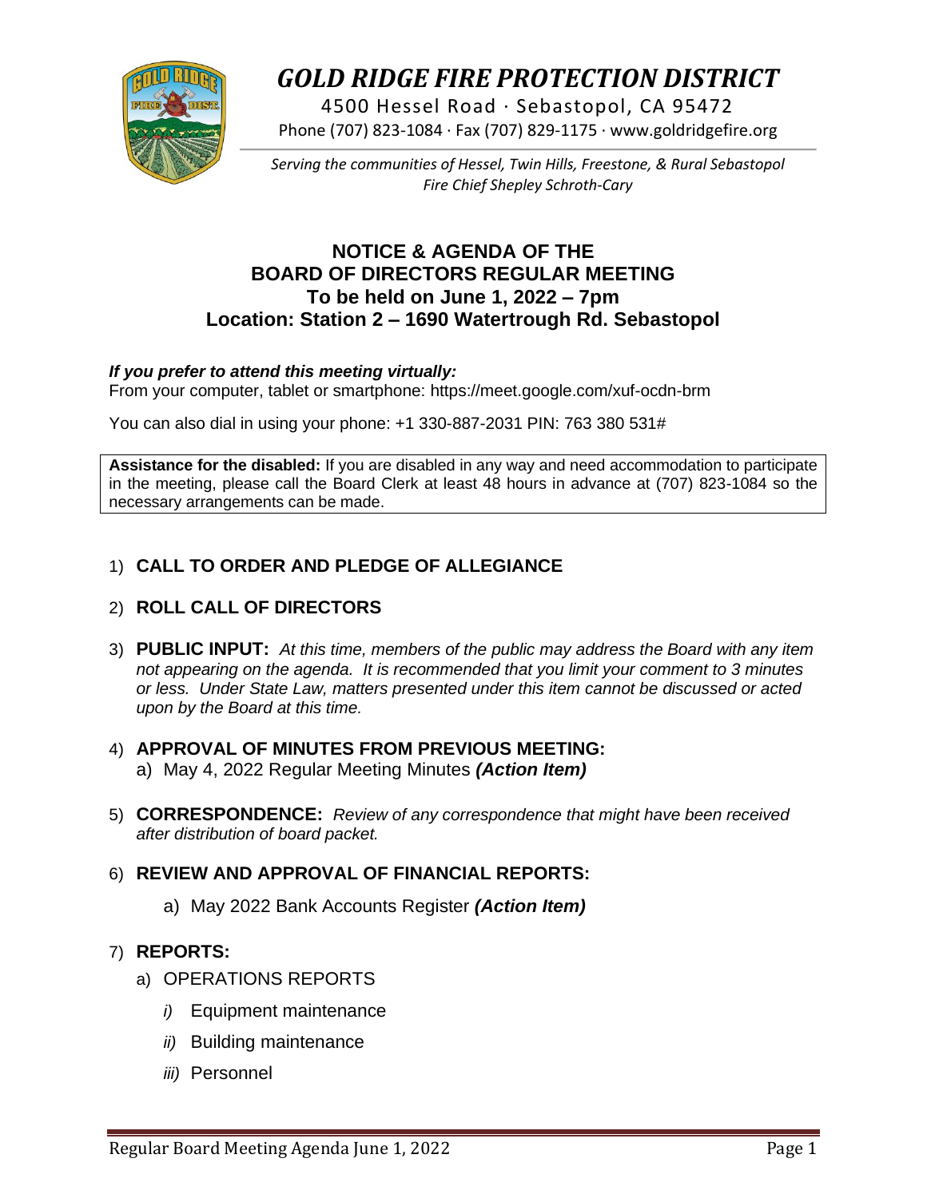# *GOLD RIDGE FIRE PROTECTION DISTRICT*

4500 Hessel Road · Sebastopol, CA 95472

Phone (707) 823-1084 · Fax (707) 829-1175 · www.goldridgefire.org

*Serving the communities of Hessel, Twin Hills, Freestone, & Rural Sebastopol*

*Fire Chief Shepley Schroth-Cary*

## NOTICE & AGENDA OF THE BOARD OF DIRECTORS REGULAR MEETING
## To be held on June 1, 2022 – 7pm
## Location: Station 2 – 1690 Watertrough Rd. Sebastopol

***If you prefer to attend this meeting virtually:***
From your computer, tablet or smartphone: https://meet.google.com/xuf-ocdn-brm

You can also dial in using your phone: +1 330-887-2031 PIN: 763 380 531#

**Assistance for the disabled:** If you are disabled in any way and need accommodation to participate in the meeting, please call the Board Clerk at least 48 hours in advance at (707) 823-1084 so the necessary arrangements can be made.

1) **CALL TO ORDER AND PLEDGE OF ALLEGIANCE**

2) **ROLL CALL OF DIRECTORS**

3) **PUBLIC INPUT:** *At this time, members of the public may address the Board with any item not appearing on the agenda. It is recommended that you limit your comment to 3 minutes or less. Under State Law, matters presented under this item cannot be discussed or acted upon by the Board at this time.*

4) **APPROVAL OF MINUTES FROM PREVIOUS MEETING:**
   a) May 4, 2022 Regular Meeting Minutes ***(Action Item)***

5) **CORRESPONDENCE:** *Review of any correspondence that might have been received after distribution of board packet.*

6) **REVIEW AND APPROVAL OF FINANCIAL REPORTS:**
   a) May 2022 Bank Accounts Register ***(Action Item)***

7) **REPORTS:**
   a) OPERATIONS REPORTS
      *i)* Equipment maintenance
      *ii)* Building maintenance
      *iii)* Personnel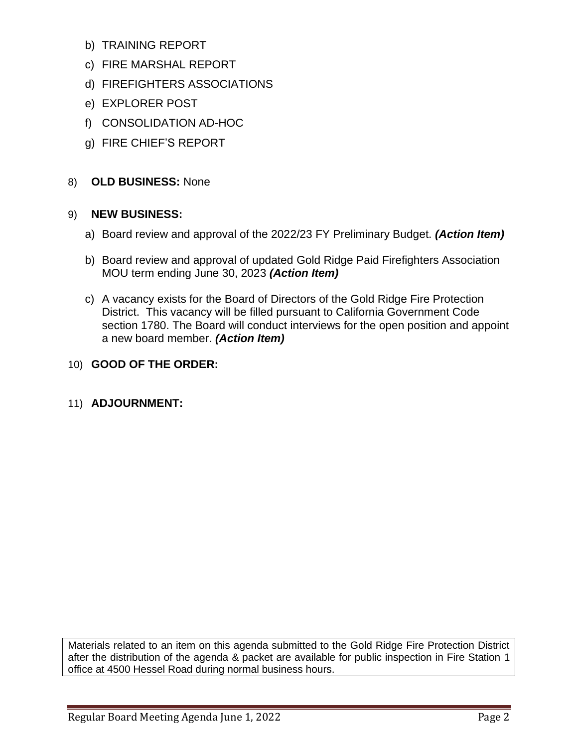b) TRAINING REPORT
c) FIRE MARSHAL REPORT
d) FIREFIGHTERS ASSOCIATIONS
e) EXPLORER POST
f) CONSOLIDATION AD-HOC
g) FIRE CHIEF'S REPORT

8) **OLD BUSINESS:** None

9) **NEW BUSINESS:**

a) Board review and approval of the 2022/23 FY Preliminary Budget. ***(Action Item)***

b) Board review and approval of updated Gold Ridge Paid Firefighters Association MOU term ending June 30, 2023 ***(Action Item)***

c) A vacancy exists for the Board of Directors of the Gold Ridge Fire Protection District. This vacancy will be filled pursuant to California Government Code section 1780. The Board will conduct interviews for the open position and appoint a new board member. ***(Action Item)***

10) **GOOD OF THE ORDER:**

11) **ADJOURNMENT:**

Materials related to an item on this agenda submitted to the Gold Ridge Fire Protection District after the distribution of the agenda & packet are available for public inspection in Fire Station 1 office at 4500 Hessel Road during normal business hours.